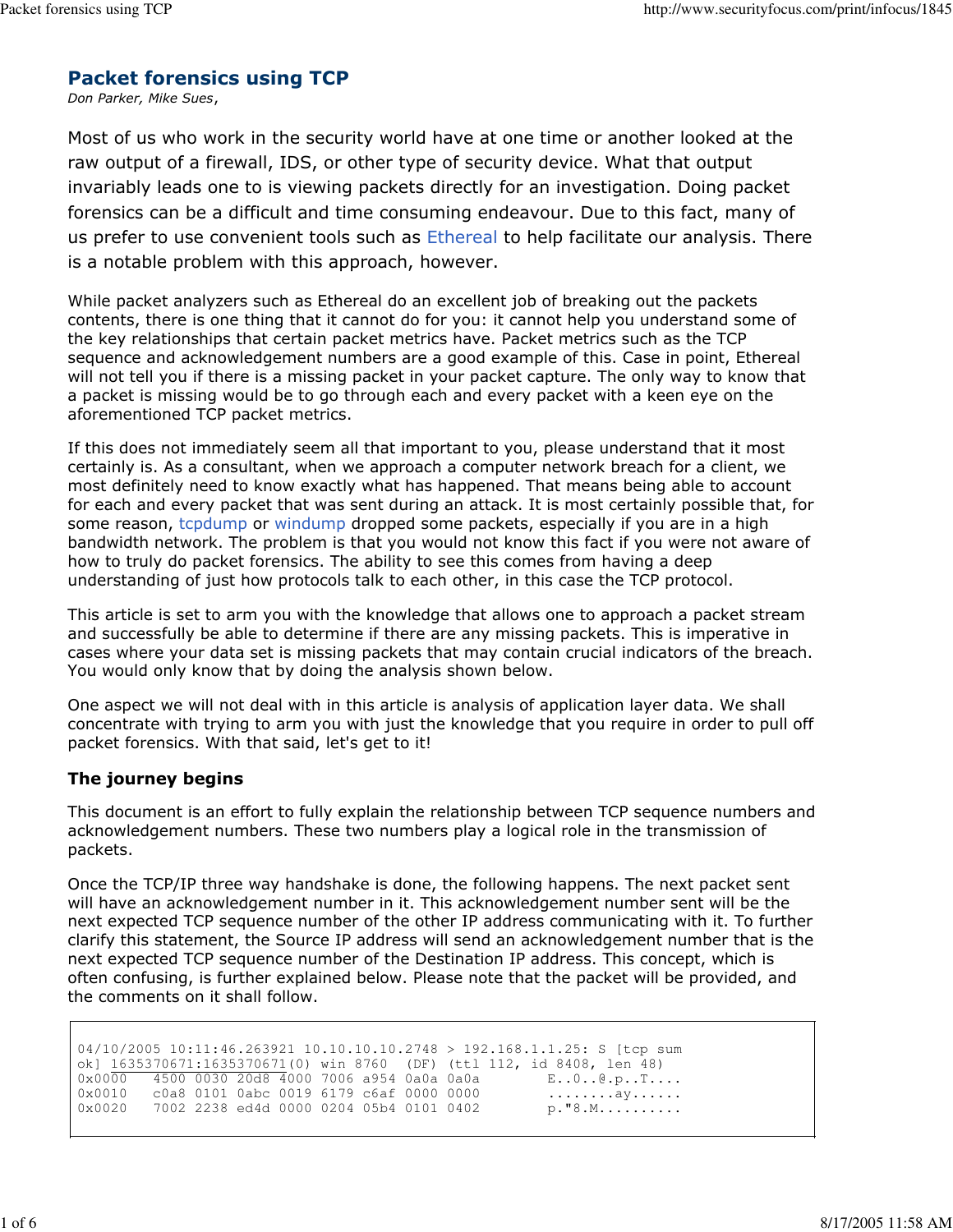# Packet forensics using TCP

*Don Parker, Mike Sues,*

Most of us who work in the security world have at one time or another looked at the raw output of a firewall, IDS, or other type of security device. What that output invariably leads one to is viewing packets directly for an investigation. Doing packet forensics can be a difficult and time consuming endeavour. Due to this fact, many of us prefer to use convenient tools such as Ethereal to help facilitate our analysis. There is a notable problem with this approach, however.

While packet analyzers such as Ethereal do an excellent job of breaking out the packets contents, there is one thing that it cannot do for you: it cannot help you understand some of the key relationships that certain packet metrics have. Packet metrics such as the TCP sequence and acknowledgement numbers are a good example of this. Case in point, Ethereal will not tell you if there is a missing packet in your packet capture. The only way to know that a packet is missing would be to go through each and every packet with a keen eye on the aforementioned TCP packet metrics.

If this does not immediately seem all that important to you, please understand that it most certainly is. As a consultant, when we approach a computer network breach for a client, we most definitely need to know exactly what has happened. That means being able to account for each and every packet that was sent during an attack. It is most certainly possible that, for some reason, tcpdump or windump dropped some packets, especially if you are in a high bandwidth network. The problem is that you would not know this fact if you were not aware of how to truly do packet forensics. The ability to see this comes from having a deep understanding of just how protocols talk to each other, in this case the TCP protocol.

This article is set to arm you with the knowledge that allows one to approach a packet stream and successfully be able to determine if there are any missing packets. This is imperative in cases where your data set is missing packets that may contain crucial indicators of the breach. You would only know that by doing the analysis shown below.

One aspect we will not deal with in this article is analysis of application layer data. We shall concentrate with trying to arm you with just the knowledge that you require in order to pull off packet forensics. With that said, let's get to it!

### The journey begins

This document is an effort to fully explain the relationship between TCP sequence numbers and acknowledgement numbers. These two numbers play a logical role in the transmission of packets.

Once the TCP/IP three way handshake is done, the following happens. The next packet sent will have an acknowledgement number in it. This acknowledgement number sent will be the next expected TCP sequence number of the other IP address communicating with it. To further clarify this statement, the Source IP address will send an acknowledgement number that is the next expected TCP sequence number of the Destination IP address. This concept, which is often confusing, is further explained below. Please note that the packet will be provided, and the comments on it shall follow.

```
04/10/2005 10:11:46.263921 10.10.10.10.2748 > 192.168.1.1.25: S [tcp sum
ok] 1635370671:1635370671(0) win 8760  (DF) (ttl 112, id 8408, len 48)
0x0000   4500 0030 20d8 4000 7006 a954 0a0a 0a0a        E..0..@.p..T....
0x0010   c0a8 0101 0abc 0019 6179 c6af 0000 0000        ........ay......
0x0020   7002 2238 ed4d 0000 0204 05b4 0101 0402        p."8.M..........
```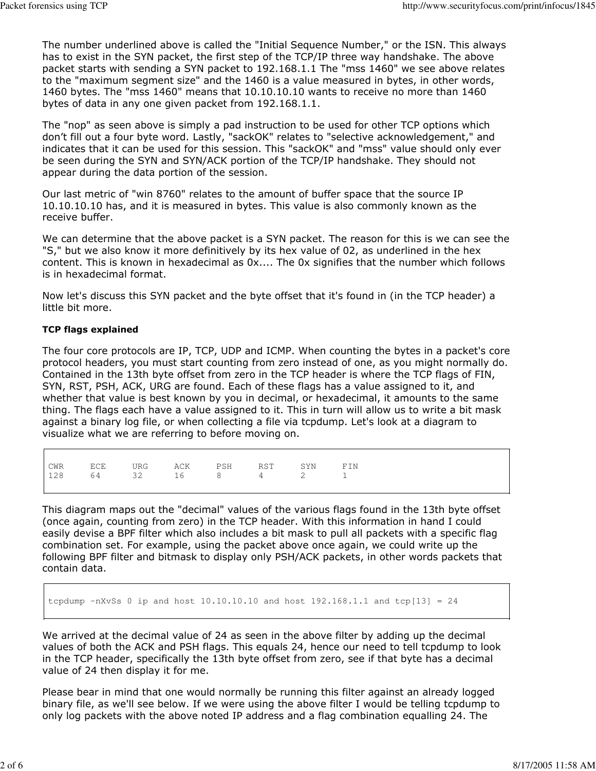The number underlined above is called the "Initial Sequence Number," or the ISN. This always has to exist in the SYN packet, the first step of the TCP/IP three way handshake. The above packet starts with sending a SYN packet to 192.168.1.1 The "mss 1460" we see above relates to the "maximum segment size" and the 1460 is a value measured in bytes, in other words, 1460 bytes. The "mss 1460" means that 10.10.10.10 wants to receive no more than 1460 bytes of data in any one given packet from 192.168.1.1.

The "nop" as seen above is simply a pad instruction to be used for other TCP options which don’t fill out a four byte word. Lastly, "sackOK" relates to "selective acknowledgement," and indicates that it can be used for this session. This "sackOK" and "mss" value should only ever be seen during the SYN and SYN/ACK portion of the TCP/IP handshake. They should not appear during the data portion of the session.

Our last metric of "win 8760" relates to the amount of buffer space that the source IP 10.10.10.10 has, and it is measured in bytes. This value is also commonly known as the receive buffer.

We can determine that the above packet is a SYN packet. The reason for this is we can see the "S," but we also know it more definitively by its hex value of 02, as underlined in the hex content. This is known in hexadecimal as 0x.... The 0x signifies that the number which follows is in hexadecimal format.

Now let's discuss this SYN packet and the byte offset that it's found in (in the TCP header) a little bit more.

**TCP flags explained**

The four core protocols are IP, TCP, UDP and ICMP. When counting the bytes in a packet's core protocol headers, you must start counting from zero instead of one, as you might normally do. Contained in the 13th byte offset from zero in the TCP header is where the TCP flags of FIN, SYN, RST, PSH, ACK, URG are found. Each of these flags has a value assigned to it, and whether that value is best known by you in decimal, or hexadecimal, it amounts to the same thing. The flags each have a value assigned to it. This in turn will allow us to write a bit mask against a binary log file, or when collecting a file via tcpdump. Let's look at a diagram to visualize what we are referring to before moving on.

```
CWR     ECE     URG     ACK     PSH     RST     SYN     FIN
128     64      32      16      8       4       2       1
```

This diagram maps out the "decimal" values of the various flags found in the 13th byte offset (once again, counting from zero) in the TCP header. With this information in hand I could easily devise a BPF filter which also includes a bit mask to pull all packets with a specific flag combination set. For example, using the packet above once again, we could write up the following BPF filter and bitmask to display only PSH/ACK packets, in other words packets that contain data.

```
tcpdump -nXvSs 0 ip and host 10.10.10.10 and host 192.168.1.1 and tcp[13] = 24
```

We arrived at the decimal value of 24 as seen in the above filter by adding up the decimal values of both the ACK and PSH flags. This equals 24, hence our need to tell tcpdump to look in the TCP header, specifically the 13th byte offset from zero, see if that byte has a decimal value of 24 then display it for me.

Please bear in mind that one would normally be running this filter against an already logged binary file, as we'll see below. If we were using the above filter I would be telling tcpdump to only log packets with the above noted IP address and a flag combination equalling 24. The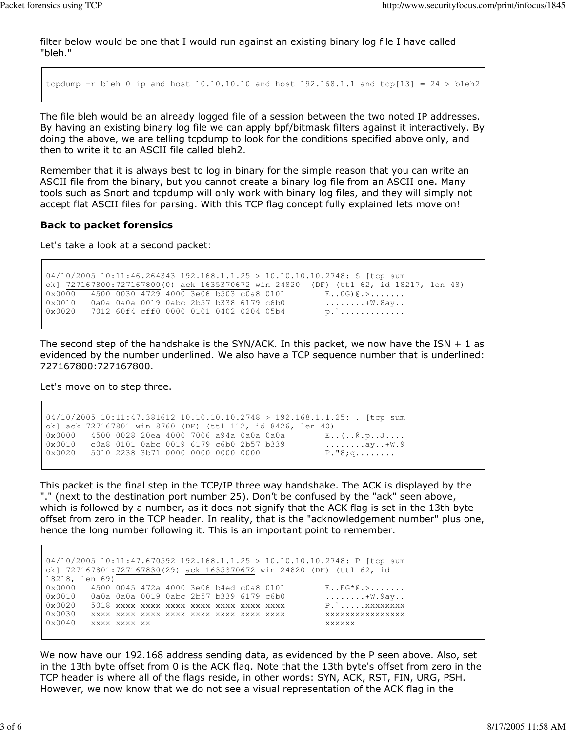filter below would be one that I would run against an existing binary log file I have called "bleh."

```
tcpdump -r bleh 0 ip and host 10.10.10.10 and host 192.168.1.1 and tcp[13] = 24 > bleh2
```

The file bleh would be an already logged file of a session between the two noted IP addresses. By having an existing binary log file we can apply bpf/bitmask filters against it interactively. By doing the above, we are telling tcpdump to look for the conditions specified above only, and then to write it to an ASCII file called bleh2.

Remember that it is always best to log in binary for the simple reason that you can write an ASCII file from the binary, but you cannot create a binary log file from an ASCII one. Many tools such as Snort and tcpdump will only work with binary log files, and they will simply not accept flat ASCII files for parsing. With this TCP flag concept fully explained lets move on!

**Back to packet forensics**

Let's take a look at a second packet:

```
04/10/2005 10:11:46.264343 192.168.1.1.25 > 10.10.10.10.2748: S [tcp sum
ok] 727167800:727167800(0) ack 1635370672 win 24820  (DF) (ttl 62, id 18217, len 48)
0x0000   4500 0030 4729 4000 3e06 b503 c0a8 0101        E..0G)@.>.......
0x0010   0a0a 0a0a 0019 0abc 2b57 b338 6179 c6b0        ........+W.8ay..
0x0020   7012 60f4 cff0 0000 0101 0402 0204 05b4        p.`.............
```

The second step of the handshake is the SYN/ACK. In this packet, we now have the ISN + 1 as evidenced by the number underlined. We also have a TCP sequence number that is underlined: 727167800:727167800.

Let's move on to step three.

```
04/10/2005 10:11:47.381612 10.10.10.10.2748 > 192.168.1.1.25: . [tcp sum
ok] ack 727167801 win 8760 (DF) (ttl 112, id 8426, len 40)
0x0000   4500 0028 20ea 4000 7006 a94a 0a0a 0a0a        E..(..@.p..J....
0x0010   c0a8 0101 0abc 0019 6179 c6b0 2b57 b339        ........ay..+W.9
0x0020   5010 2238 3b71 0000 0000 0000 0000             P."8;q........
```

This packet is the final step in the TCP/IP three way handshake. The ACK is displayed by the "." (next to the destination port number 25). Don't be confused by the "ack" seen above, which is followed by a number, as it does not signify that the ACK flag is set in the 13th byte offset from zero in the TCP header. In reality, that is the "acknowledgement number" plus one, hence the long number following it. This is an important point to remember.

```
04/10/2005 10:11:47.670592 192.168.1.1.25 > 10.10.10.10.2748: P [tcp sum
ok] 727167801:727167830(29) ack 1635370672 win 24820 (DF) (ttl 62, id
18218, len 69)
0x0000   4500 0045 472a 4000 3e06 b4ed c0a8 0101        E..EG*@.>.......
0x0010   0a0a 0a0a 0019 0abc 2b57 b339 6179 c6b0        ........+W.9ay..
0x0020   5018 xxxx xxxx xxxx xxxx xxxx xxxx xxxx        P.`.....xxxxxxxx
0x0030   xxxx xxxx xxxx xxxx xxxx xxxx xxxx xxxx        xxxxxxxxxxxxxxxx
0x0040   xxxx xxxx xx                                   xxxxxx
```

We now have our 192.168 address sending data, as evidenced by the P seen above. Also, set in the 13th byte offset from 0 is the ACK flag. Note that the 13th byte's offset from zero in the TCP header is where all of the flags reside, in other words: SYN, ACK, RST, FIN, URG, PSH. However, we now know that we do not see a visual representation of the ACK flag in the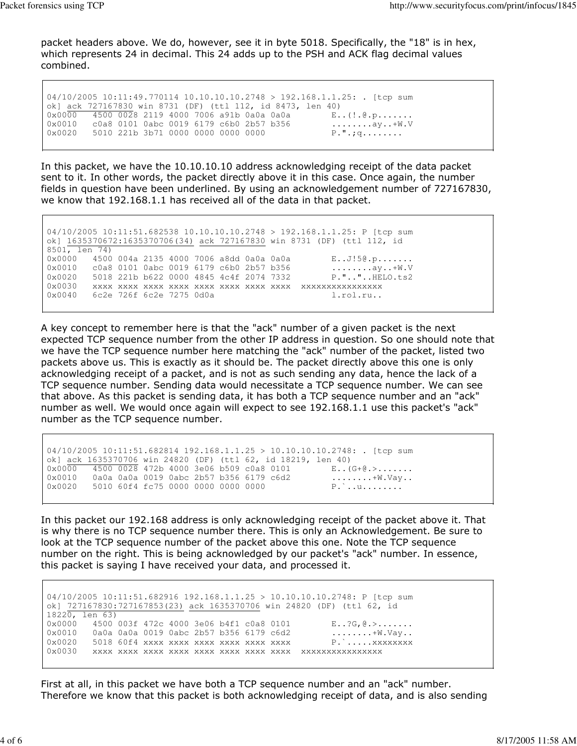packet headers above. We do, however, see it in byte 5018. Specifically, the "18" is in hex, which represents 24 in decimal. This 24 adds up to the PSH and ACK flag decimal values combined.

```
04/10/2005 10:11:49.770114 10.10.10.10.2748 > 192.168.1.1.25: . [tcp sum
ok] ack 727167830 win 8731 (DF) (ttl 112, id 8473, len 40)
0x0000   4500 0028 2119 4000 7006 a91b 0a0a 0a0a        E..(!.@.p.......
0x0010   c0a8 0101 0abc 0019 6179 c6b0 2b57 b356        ........ay..+W.V
0x0020   5010 221b 3b71 0000 0000 0000 0000            P.".;q........
```

In this packet, we have the 10.10.10.10 address acknowledging receipt of the data packet sent to it. In other words, the packet directly above it in this case. Once again, the number fields in question have been underlined. By using an acknowledgement number of 727167830, we know that 192.168.1.1 has received all of the data in that packet.

```
04/10/2005 10:11:51.682538 10.10.10.10.2748 > 192.168.1.1.25: P [tcp sum
ok] 1635370672:1635370706(34) ack 727167830 win 8731 (DF) (ttl 112, id
8501, len 74)
0x0000   4500 004a 2135 4000 7006 a8dd 0a0a 0a0a        E..J!5@.p.......
0x0010   c0a8 0101 0abc 0019 6179 c6b0 2b57 b356        ........ay..+W.V
0x0020   5018 221b b622 0000 4845 4c4f 2074 7332        P.".."..HELO.ts2
0x0030   xxxx xxxx xxxx xxxx xxxx xxxx xxxx xxxx  xxxxxxxxxxxxxxxx
0x0040   6c2e 726f 6c2e 7275 0d0a                       l.rol.ru..
```

A key concept to remember here is that the "ack" number of a given packet is the next expected TCP sequence number from the other IP address in question. So one should note that we have the TCP sequence number here matching the "ack" number of the packet, listed two packets above us. This is exactly as it should be. The packet directly above this one is only acknowledging receipt of a packet, and is not as such sending any data, hence the lack of a TCP sequence number. Sending data would necessitate a TCP sequence number. We can see that above. As this packet is sending data, it has both a TCP sequence number and an "ack" number as well. We would once again will expect to see 192.168.1.1 use this packet's "ack" number as the TCP sequence number.

```
04/10/2005 10:11:51.682814 192.168.1.1.25 > 10.10.10.10.2748: . [tcp sum
ok] ack 1635370706 win 24820 (DF) (ttl 62, id 18219, len 40)
0x0000   4500 0028 472b 4000 3e06 b509 c0a8 0101        E..(G+@.>.......
0x0010   0a0a 0a0a 0019 0abc 2b57 b356 6179 c6d2        ........+W.Vay..
0x0020   5010 60f4 fc75 0000 0000 0000 0000            P.`..u........
```

In this packet our 192.168 address is only acknowledging receipt of the packet above it. That is why there is no TCP sequence number there. This is only an Acknowledgement. Be sure to look at the TCP sequence number of the packet above this one. Note the TCP sequence number on the right. This is being acknowledged by our packet's "ack" number. In essence, this packet is saying I have received your data, and processed it.

```
04/10/2005 10:11:51.682916 192.168.1.1.25 > 10.10.10.10.2748: P [tcp sum
ok] 727167830:727167853(23) ack 1635370706 win 24820 (DF) (ttl 62, id
18220, len 63)
0x0000   4500 003f 472c 4000 3e06 b4f1 c0a8 0101        E..?G,@.>.......
0x0010   0a0a 0a0a 0019 0abc 2b57 b356 6179 c6d2        ........+W.Vay..
0x0020   5018 60f4 xxxx xxxx xxxx xxxx xxxx xxxx        P.`.....xxxxxxxx
0x0030   xxxx xxxx xxxx xxxx xxxx xxxx xxxx xxxx  xxxxxxxxxxxxxxxx
```

First at all, in this packet we have both a TCP sequence number and an "ack" number. Therefore we know that this packet is both acknowledging receipt of data, and is also sending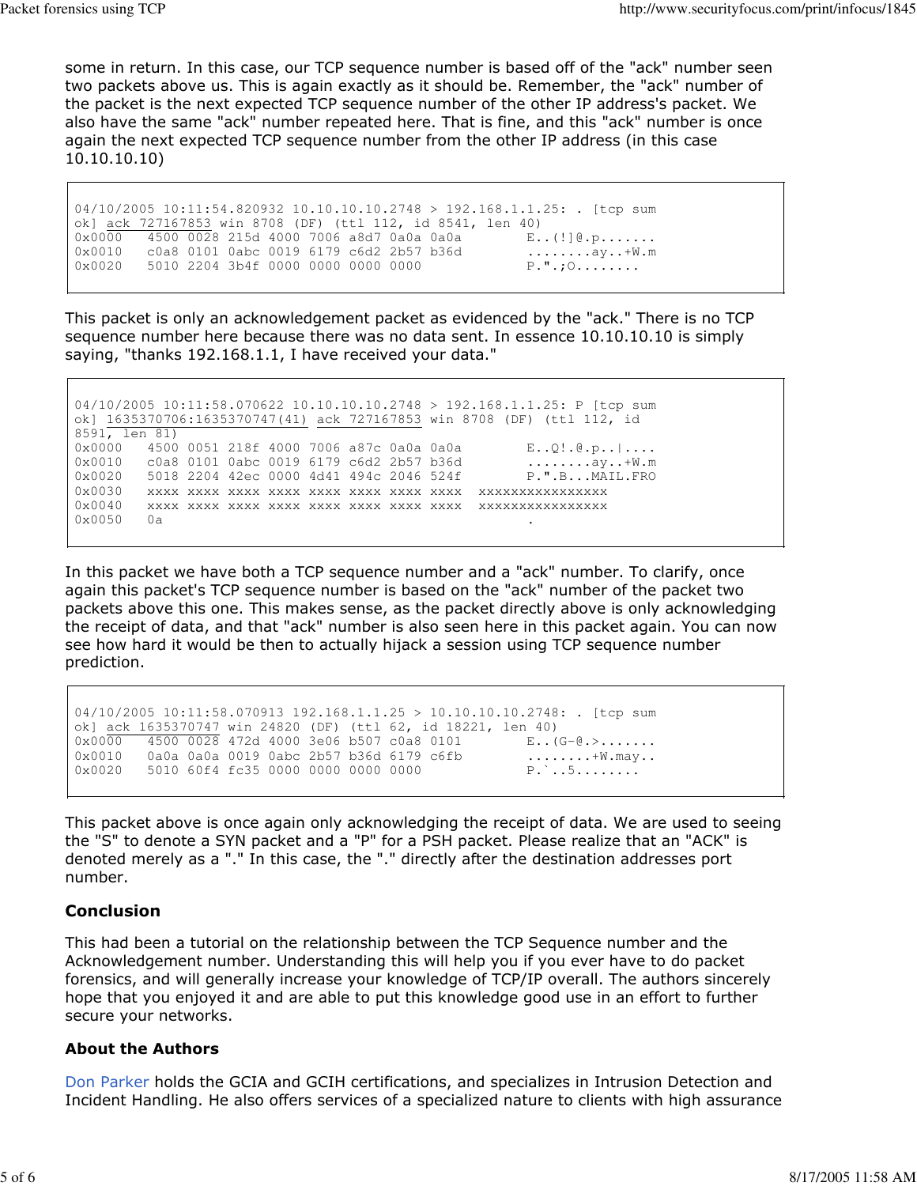some in return. In this case, our TCP sequence number is based off of the "ack" number seen two packets above us. This is again exactly as it should be. Remember, the "ack" number of the packet is the next expected TCP sequence number of the other IP address's packet. We also have the same "ack" number repeated here. That is fine, and this "ack" number is once again the next expected TCP sequence number from the other IP address (in this case 10.10.10.10)

```
04/10/2005 10:11:54.820932 10.10.10.10.2748 > 192.168.1.1.25: . [tcp sum
ok] ack 727167853 win 8708 (DF) (ttl 112, id 8541, len 40)
0x0000   4500 0028 215d 4000 7006 a8d7 0a0a 0a0a        E..(!]@.p.......
0x0010   c0a8 0101 0abc 0019 6179 c6d2 2b57 b36d        ........ay..+W.m
0x0020   5010 2204 3b4f 0000 0000 0000 0000             P.".;O........
```

This packet is only an acknowledgement packet as evidenced by the "ack." There is no TCP sequence number here because there was no data sent. In essence 10.10.10.10 is simply saying, "thanks 192.168.1.1, I have received your data."

```
04/10/2005 10:11:58.070622 10.10.10.10.2748 > 192.168.1.1.25: P [tcp sum
ok] 1635370706:1635370747(41) ack 727167853 win 8708 (DF) (ttl 112, id
8591, len 81)
0x0000   4500 0051 218f 4000 7006 a87c 0a0a 0a0a        E..Q!.@.p..|....
0x0010   c0a8 0101 0abc 0019 6179 c6d2 2b57 b36d        ........ay..+W.m
0x0020   5018 2204 42ec 0000 4d41 494c 2046 524f        P.".B...MAIL.FRO
0x0030   xxxx xxxx xxxx xxxx xxxx xxxx xxxx xxxx  xxxxxxxxxxxxxxxx
0x0040   xxxx xxxx xxxx xxxx xxxx xxxx xxxx xxxx  xxxxxxxxxxxxxxxx
0x0050   0a                                             .
```

In this packet we have both a TCP sequence number and a "ack" number. To clarify, once again this packet's TCP sequence number is based on the "ack" number of the packet two packets above this one. This makes sense, as the packet directly above is only acknowledging the receipt of data, and that "ack" number is also seen here in this packet again. You can now see how hard it would be then to actually hijack a session using TCP sequence number prediction.

```
04/10/2005 10:11:58.070913 192.168.1.1.25 > 10.10.10.10.2748: . [tcp sum
ok] ack 1635370747 win 24820 (DF) (ttl 62, id 18221, len 40)
0x0000   4500 0028 472d 4000 3e06 b507 c0a8 0101        E..(G-@.>.......
0x0010   0a0a 0a0a 0019 0abc 2b57 b36d 6179 c6fb        ........+W.may..
0x0020   5010 60f4 fc35 0000 0000 0000 0000             P.`..5........
```

This packet above is once again only acknowledging the receipt of data. We are used to seeing the "S" to denote a SYN packet and a "P" for a PSH packet. Please realize that an "ACK" is denoted merely as a "." In this case, the "." directly after the destination addresses port number.

## Conclusion

This had been a tutorial on the relationship between the TCP Sequence number and the Acknowledgement number. Understanding this will help you if you ever have to do packet forensics, and will generally increase your knowledge of TCP/IP overall. The authors sincerely hope that you enjoyed it and are able to put this knowledge good use in an effort to further secure your networks.

## About the Authors

Don Parker holds the GCIA and GCIH certifications, and specializes in Intrusion Detection and Incident Handling. He also offers services of a specialized nature to clients with high assurance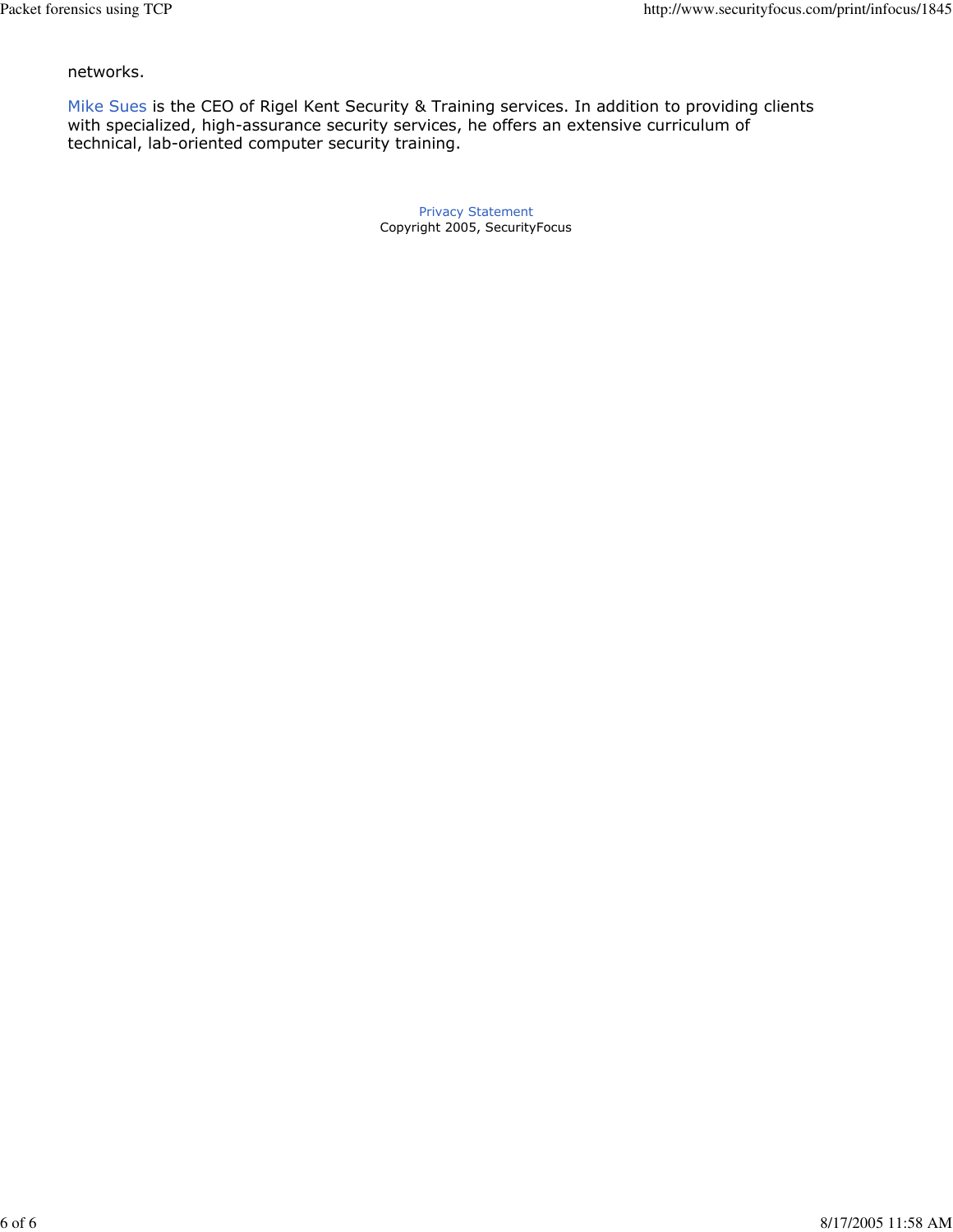networks.

Mike Sues is the CEO of Rigel Kent Security & Training services. In addition to providing clients with specialized, high-assurance security services, he offers an extensive curriculum of technical, lab-oriented computer security training.

Privacy Statement
Copyright 2005, SecurityFocus